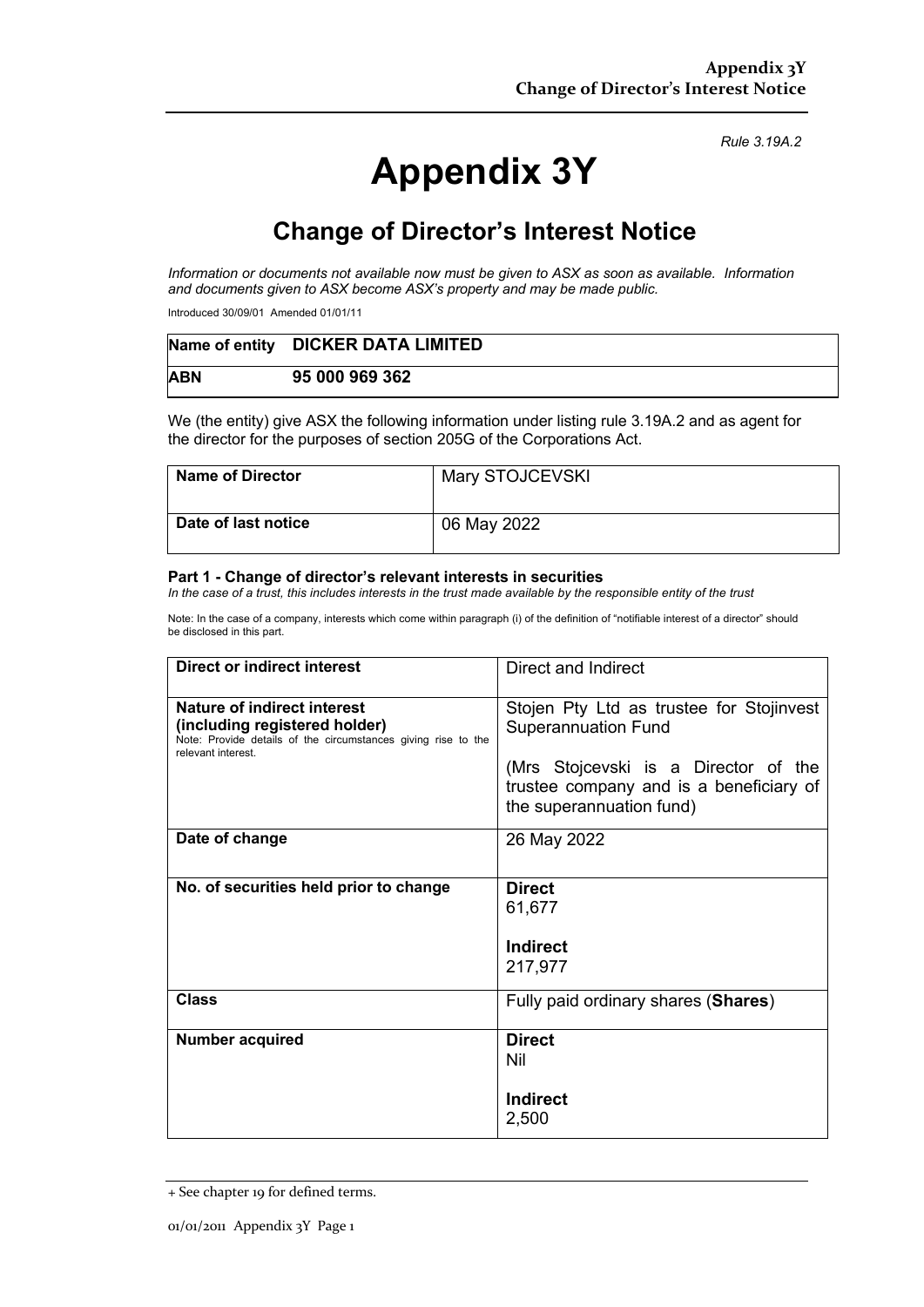*Rule 3.19A.2*

# Appendix 3Y

## Change of Director's Interest Notice

*Information or documents not available now must be given to ASX as soon as available. Information and documents given to ASX become ASX's property and may be made public.*

Introduced 30/09/01 Amended 01/01/11

| Name of entity | DICKER DATA LIMITED |
|---|---|
| ABN | 95 000 969 362 |

We (the entity) give ASX the following information under listing rule 3.19A.2 and as agent for the director for the purposes of section 205G of the Corporations Act.

| Name of Director | Mary STOJCEVSKI |
|---|---|
| Date of last notice | 06 May 2022 |

#### Part 1 - Change of director's relevant interests in securities

*In the case of a trust, this includes interests in the trust made available by the responsible entity of the trust*

Note: In the case of a company, interests which come within paragraph (i) of the definition of "notifiable interest of a director" should be disclosed in this part.

| | |
|---|---|
| **Direct or indirect interest** | Direct and Indirect |
| **Nature of indirect interest (including registered holder)**<br>Note: Provide details of the circumstances giving rise to the relevant interest. | Stojen Pty Ltd as trustee for Stojinvest Superannuation Fund<br><br>(Mrs Stojcevski is a Director of the trustee company and is a beneficiary of the superannuation fund) |
| **Date of change** | 26 May 2022 |
| **No. of securities held prior to change** | **Direct**<br>61,677<br><br>**Indirect**<br>217,977 |
| **Class** | Fully paid ordinary shares (**Shares**) |
| **Number acquired** | **Direct**<br>Nil<br><br>**Indirect**<br>2,500 |

+ See chapter 19 for defined terms.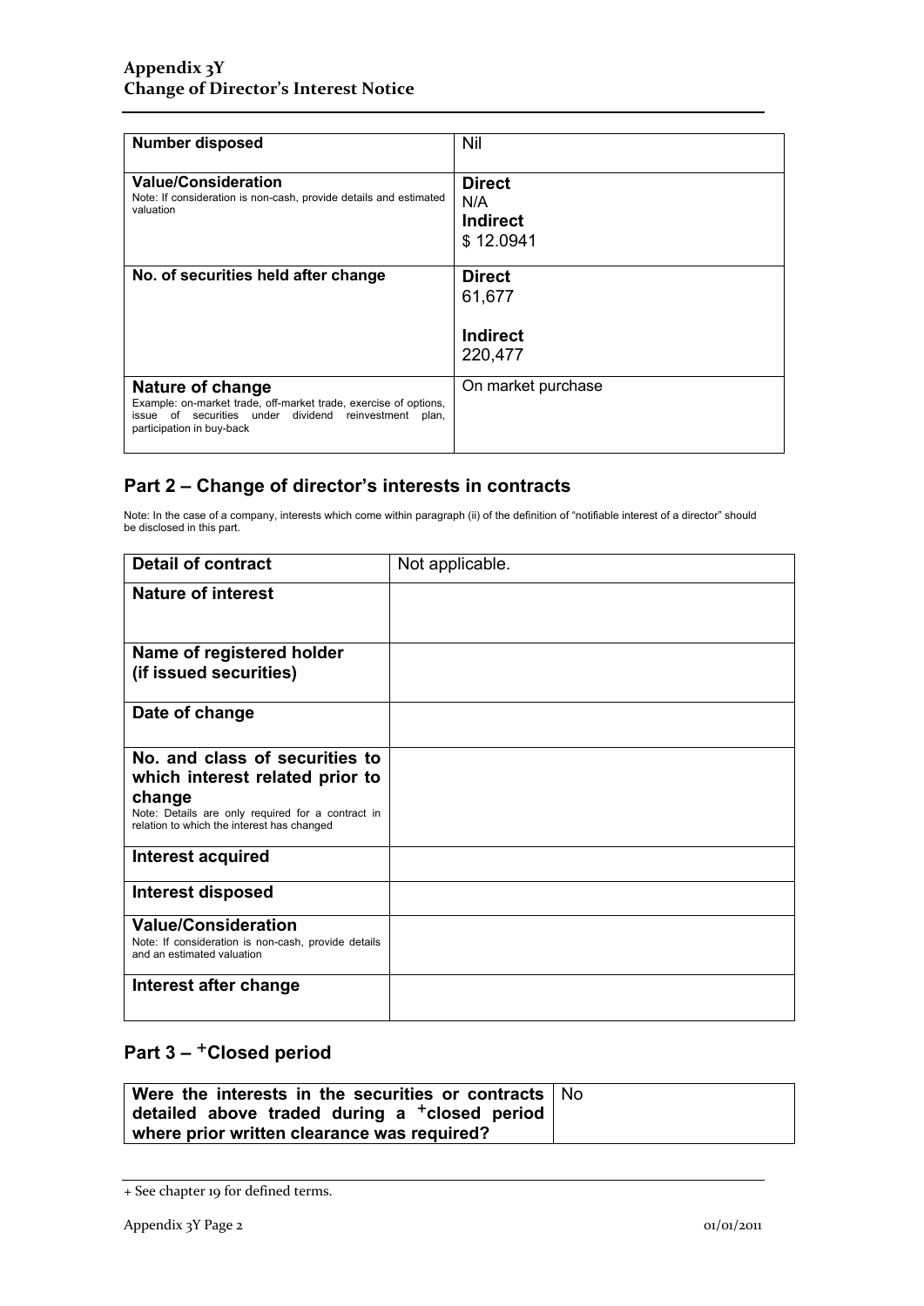| | |
|---|---|
| **Number disposed** | Nil |
| **Value/Consideration**<br>Note: If consideration is non-cash, provide details and estimated valuation | **Direct**<br>N/A<br>**Indirect**<br>$ 12.0941 |
| **No. of securities held after change** | **Direct**<br>61,677<br><br>**Indirect**<br>220,477 |
| **Nature of change**<br>Example: on-market trade, off-market trade, exercise of options, issue of securities under dividend reinvestment plan, participation in buy-back | On market purchase |

## Part 2 – Change of director's interests in contracts

Note: In the case of a company, interests which come within paragraph (ii) of the definition of "notifiable interest of a director" should be disclosed in this part.

| | |
|---|---|
| **Detail of contract** | Not applicable. |
| **Nature of interest** | |
| **Name of registered holder (if issued securities)** | |
| **Date of change** | |
| **No. and class of securities to which interest related prior to change**<br>Note: Details are only required for a contract in relation to which the interest has changed | |
| **Interest acquired** | |
| **Interest disposed** | |
| **Value/Consideration**<br>Note: If consideration is non-cash, provide details and an estimated valuation | |
| **Interest after change** | |

## Part 3 – +Closed period

| | |
|---|---|
| **Were the interests in the securities or contracts detailed above traded during a +closed period where prior written clearance was required?** | No |

+ See chapter 19 for defined terms.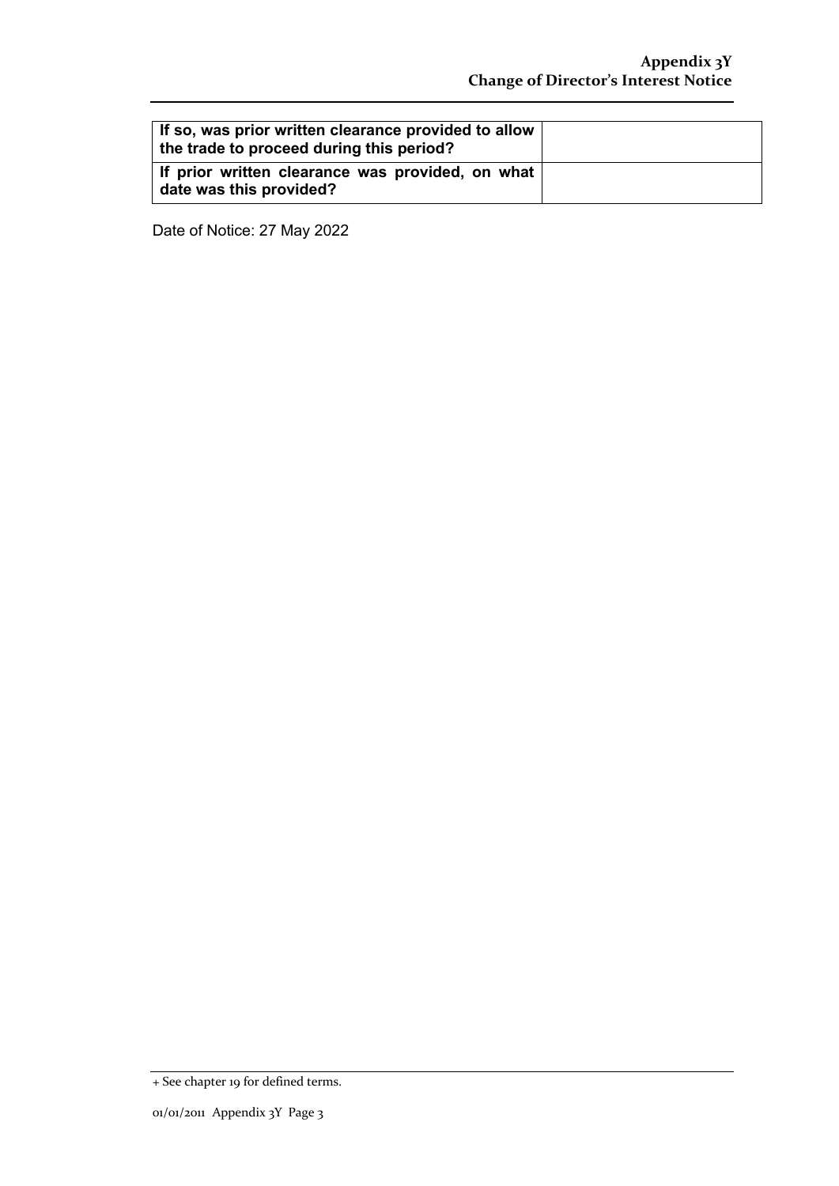| | |
| --- | --- |
| **If so, was prior written clearance provided to allow the trade to proceed during this period?** | |
| **If prior written clearance was provided, on what date was this provided?** | |

Date of Notice: 27 May 2022

+ See chapter 19 for defined terms.